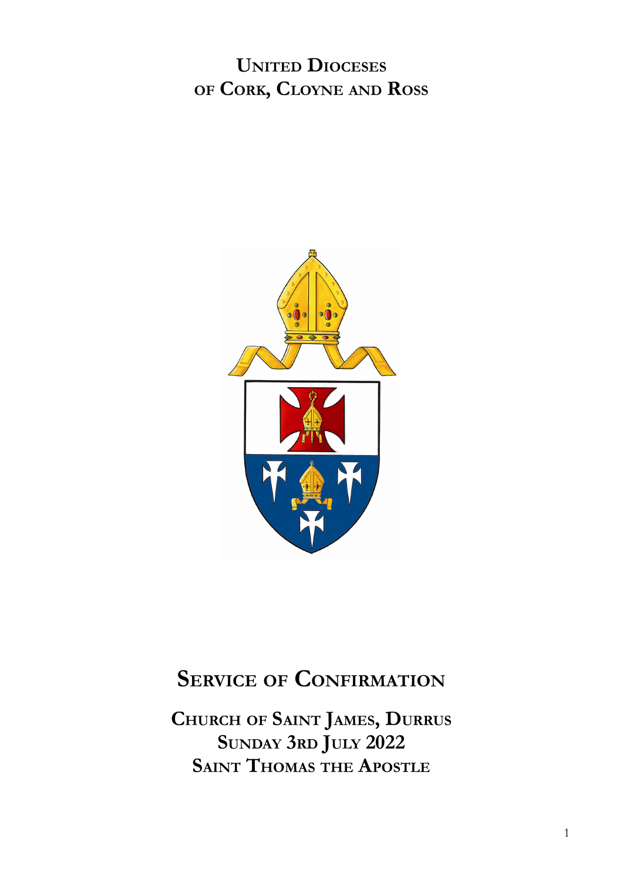# United Dioceses of Cork, Cloyne and Ross

# Service of Confirmation

## Church of Saint James, Durrus
## Sunday 3rd July 2022
## Saint Thomas the Apostle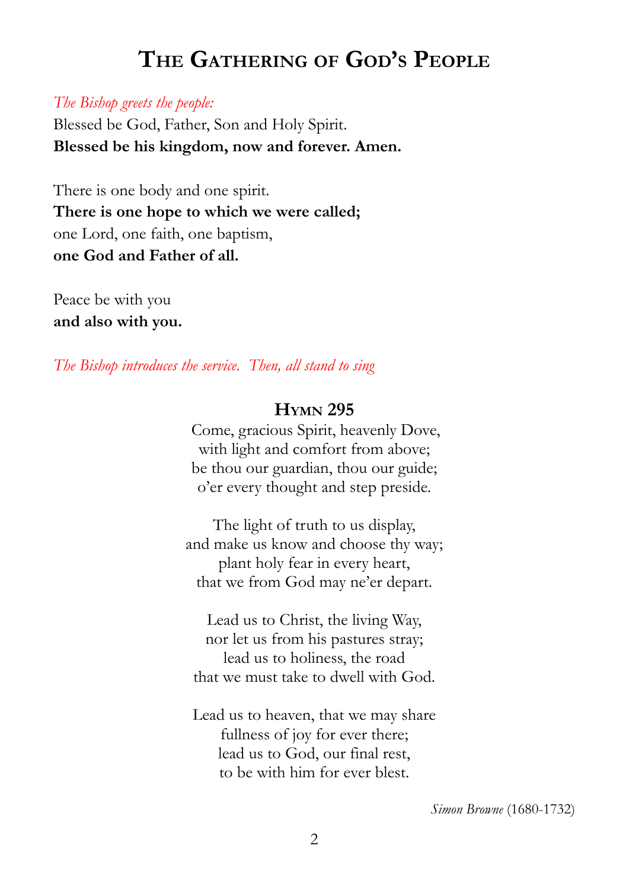# The Gathering of God's People

*The Bishop greets the people:*

Blessed be God, Father, Son and Holy Spirit.
**Blessed be his kingdom, now and forever. Amen.**

There is one body and one spirit.
**There is one hope to which we were called;**
one Lord, one faith, one baptism,
**one God and Father of all.**

Peace be with you
**and also with you.**

*The Bishop introduces the service. Then, all stand to sing*

### Hymn 295

Come, gracious Spirit, heavenly Dove,
with light and comfort from above;
be thou our guardian, thou our guide;
o'er every thought and step preside.

The light of truth to us display,
and make us know and choose thy way;
plant holy fear in every heart,
that we from God may ne'er depart.

Lead us to Christ, the living Way,
nor let us from his pastures stray;
lead us to holiness, the road
that we must take to dwell with God.

Lead us to heaven, that we may share
fullness of joy for ever there;
lead us to God, our final rest,
to be with him for ever blest.

*Simon Browne* (1680-1732)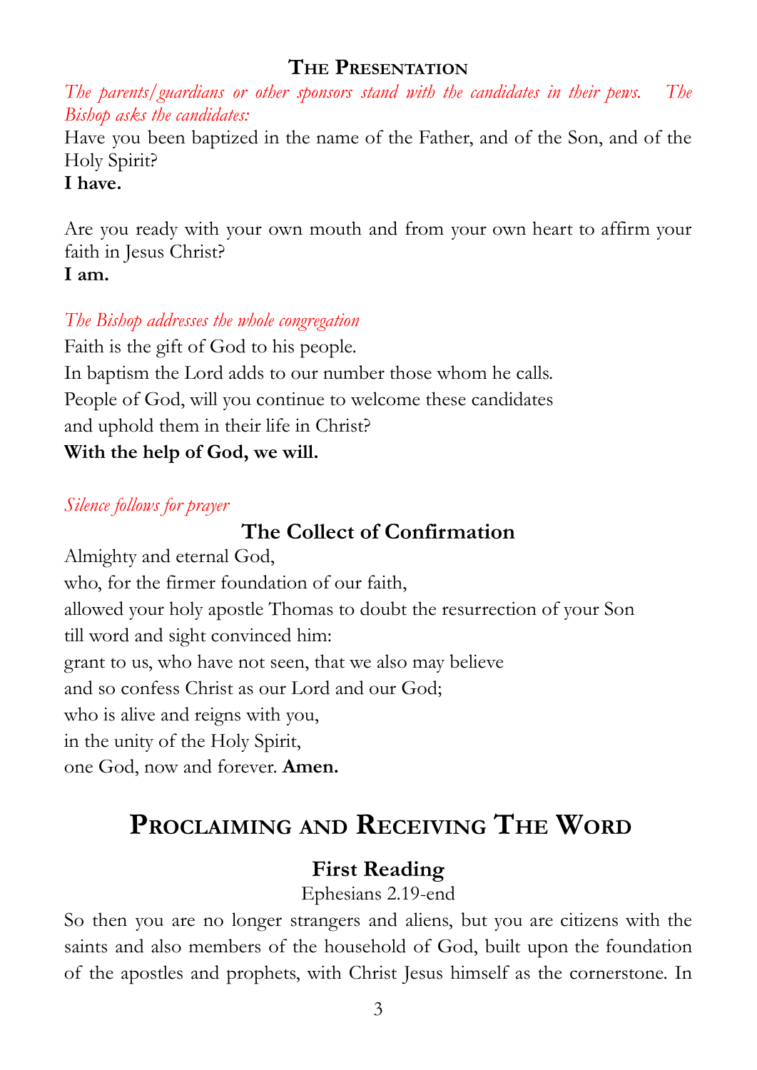## The Presentation

*The parents/guardians or other sponsors stand with the candidates in their pews. The Bishop asks the candidates:*

Have you been baptized in the name of the Father, and of the Son, and of the Holy Spirit?
**I have.**

Are you ready with your own mouth and from your own heart to affirm your faith in Jesus Christ?
**I am.**

*The Bishop addresses the whole congregation*

Faith is the gift of God to his people.
In baptism the Lord adds to our number those whom he calls.
People of God, will you continue to welcome these candidates
and uphold them in their life in Christ?
**With the help of God, we will.**

*Silence follows for prayer*

### The Collect of Confirmation

Almighty and eternal God,
who, for the firmer foundation of our faith,
allowed your holy apostle Thomas to doubt the resurrection of your Son
till word and sight convinced him:
grant to us, who have not seen, that we also may believe
and so confess Christ as our Lord and our God;
who is alive and reigns with you,
in the unity of the Holy Spirit,
one God, now and forever. **Amen.**

# Proclaiming and Receiving The Word

### First Reading

Ephesians 2.19-end

So then you are no longer strangers and aliens, but you are citizens with the saints and also members of the household of God, built upon the foundation of the apostles and prophets, with Christ Jesus himself as the cornerstone. In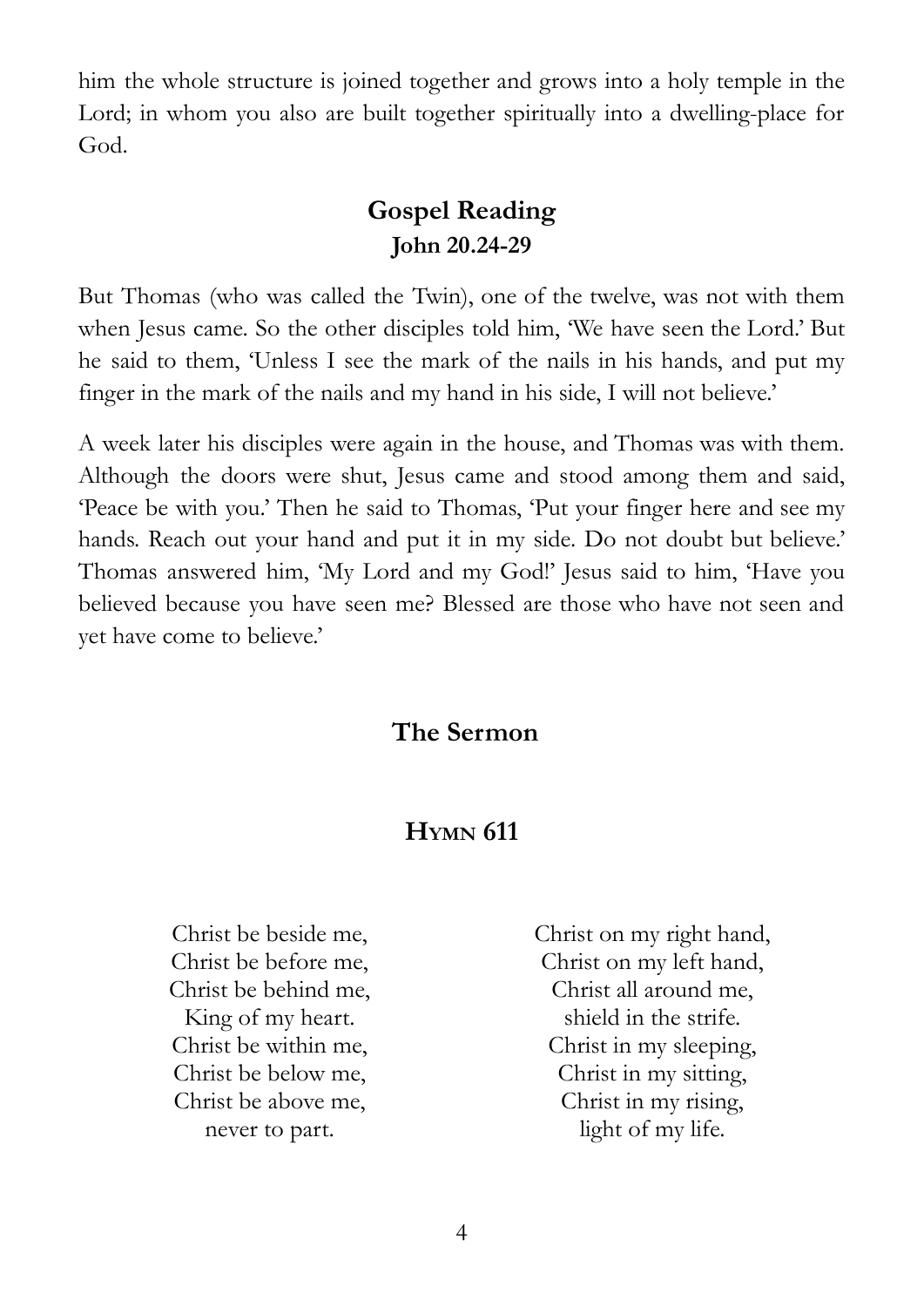him the whole structure is joined together and grows into a holy temple in the Lord; in whom you also are built together spiritually into a dwelling-place for God.

## Gospel Reading
### John 20.24-29

But Thomas (who was called the Twin), one of the twelve, was not with them when Jesus came. So the other disciples told him, 'We have seen the Lord.' But he said to them, 'Unless I see the mark of the nails in his hands, and put my finger in the mark of the nails and my hand in his side, I will not believe.'

A week later his disciples were again in the house, and Thomas was with them. Although the doors were shut, Jesus came and stood among them and said, 'Peace be with you.' Then he said to Thomas, 'Put your finger here and see my hands. Reach out your hand and put it in my side. Do not doubt but believe.' Thomas answered him, 'My Lord and my God!' Jesus said to him, 'Have you believed because you have seen me? Blessed are those who have not seen and yet have come to believe.'

## The Sermon

## Hymn 611

Christ be beside me,
Christ be before me,
Christ be behind me,
King of my heart.
Christ be within me,
Christ be below me,
Christ be above me,
never to part.

Christ on my right hand,
Christ on my left hand,
Christ all around me,
shield in the strife.
Christ in my sleeping,
Christ in my sitting,
Christ in my rising,
light of my life.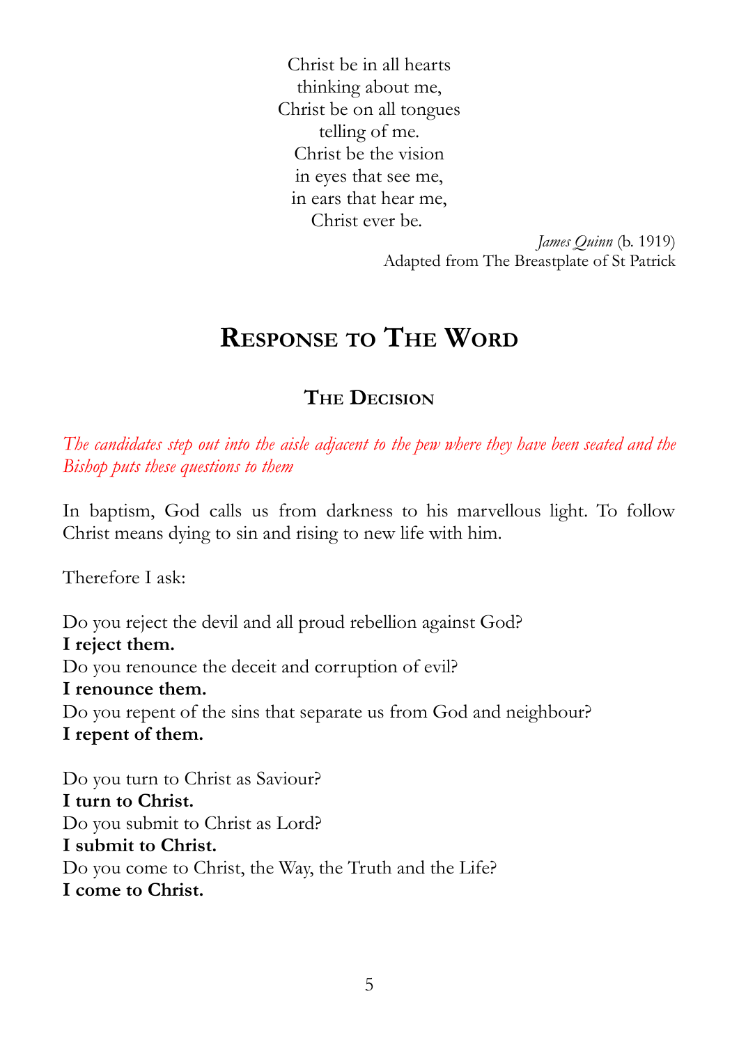Christ be in all hearts  
thinking about me,  
Christ be on all tongues  
telling of me.  
Christ be the vision  
in eyes that see me,  
in ears that hear me,  
Christ ever be.

*James Quinn* (b. 1919)  
Adapted from The Breastplate of St Patrick

# Response to The Word

## The Decision

*The candidates step out into the aisle adjacent to the pew where they have been seated and the Bishop puts these questions to them*

In baptism, God calls us from darkness to his marvellous light. To follow Christ means dying to sin and rising to new life with him.

Therefore I ask:

Do you reject the devil and all proud rebellion against God?  
**I reject them.**  
Do you renounce the deceit and corruption of evil?  
**I renounce them.**  
Do you repent of the sins that separate us from God and neighbour?  
**I repent of them.**

Do you turn to Christ as Saviour?  
**I turn to Christ.**  
Do you submit to Christ as Lord?  
**I submit to Christ.**  
Do you come to Christ, the Way, the Truth and the Life?  
**I come to Christ.**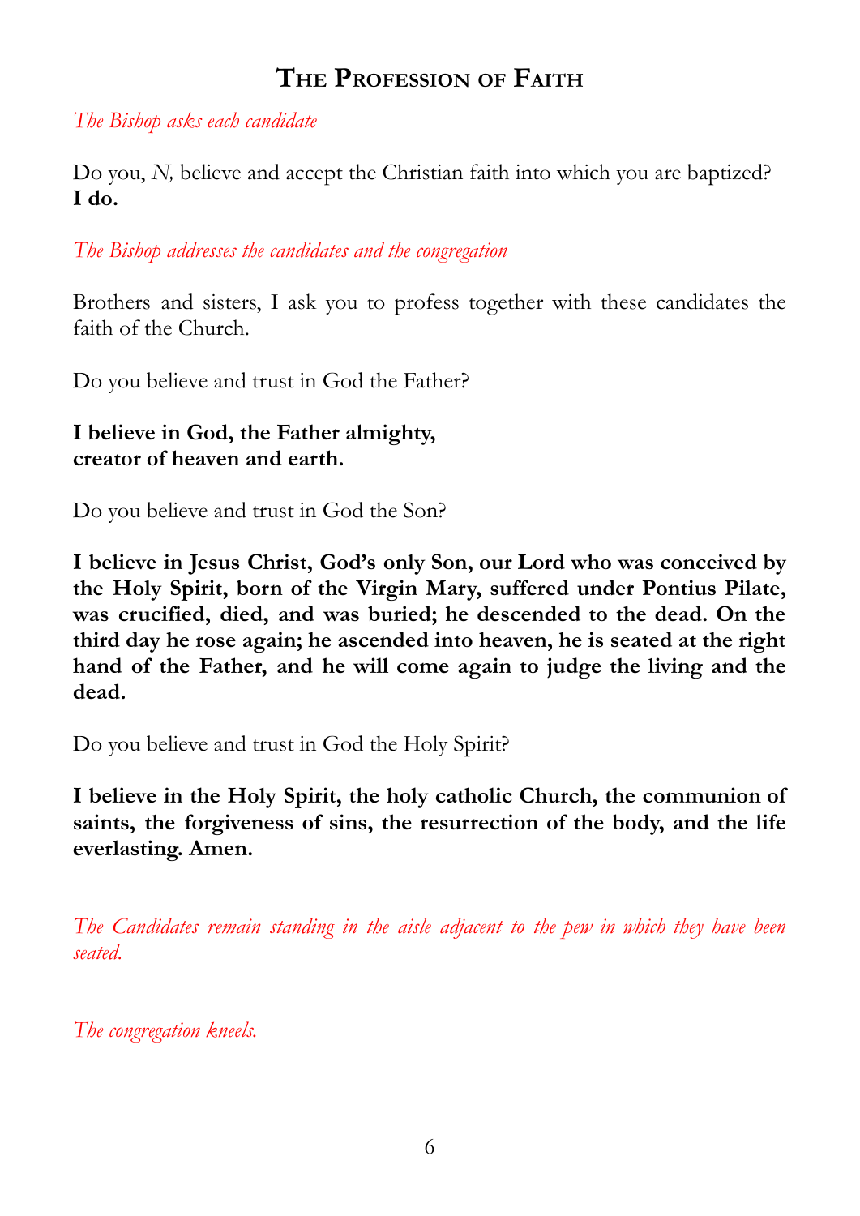## The Profession of Faith

*The Bishop asks each candidate*

Do you, *N,* believe and accept the Christian faith into which you are baptized?
**I do.**

*The Bishop addresses the candidates and the congregation*

Brothers and sisters, I ask you to profess together with these candidates the faith of the Church.

Do you believe and trust in God the Father?

**I believe in God, the Father almighty,**
**creator of heaven and earth.**

Do you believe and trust in God the Son?

**I believe in Jesus Christ, God's only Son, our Lord who was conceived by the Holy Spirit, born of the Virgin Mary, suffered under Pontius Pilate, was crucified, died, and was buried; he descended to the dead. On the third day he rose again; he ascended into heaven, he is seated at the right hand of the Father, and he will come again to judge the living and the dead.**

Do you believe and trust in God the Holy Spirit?

**I believe in the Holy Spirit, the holy catholic Church, the communion of saints, the forgiveness of sins, the resurrection of the body, and the life everlasting. Amen.**

*The Candidates remain standing in the aisle adjacent to the pew in which they have been seated.*

*The congregation kneels.*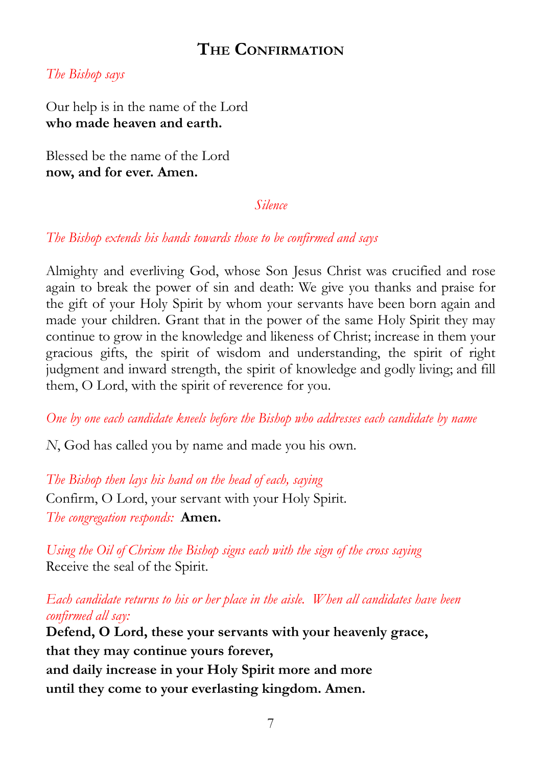# The Confirmation

*The Bishop says*

Our help is in the name of the Lord
**who made heaven and earth.**

Blessed be the name of the Lord
**now, and for ever. Amen.**

*Silence*

*The Bishop extends his hands towards those to be confirmed and says*

Almighty and everliving God, whose Son Jesus Christ was crucified and rose again to break the power of sin and death: We give you thanks and praise for the gift of your Holy Spirit by whom your servants have been born again and made your children. Grant that in the power of the same Holy Spirit they may continue to grow in the knowledge and likeness of Christ; increase in them your gracious gifts, the spirit of wisdom and understanding, the spirit of right judgment and inward strength, the spirit of knowledge and godly living; and fill them, O Lord, with the spirit of reverence for you.

*One by one each candidate kneels before the Bishop who addresses each candidate by name*

*N*, God has called you by name and made you his own.

*The Bishop then lays his hand on the head of each, saying*
Confirm, O Lord, your servant with your Holy Spirit.
*The congregation responds:* **Amen.**

*Using the Oil of Chrism the Bishop signs each with the sign of the cross saying*
Receive the seal of the Spirit.

*Each candidate returns to his or her place in the aisle. When all candidates have been confirmed all say:*
**Defend, O Lord, these your servants with your heavenly grace,**
**that they may continue yours forever,**
**and daily increase in your Holy Spirit more and more**
**until they come to your everlasting kingdom. Amen.**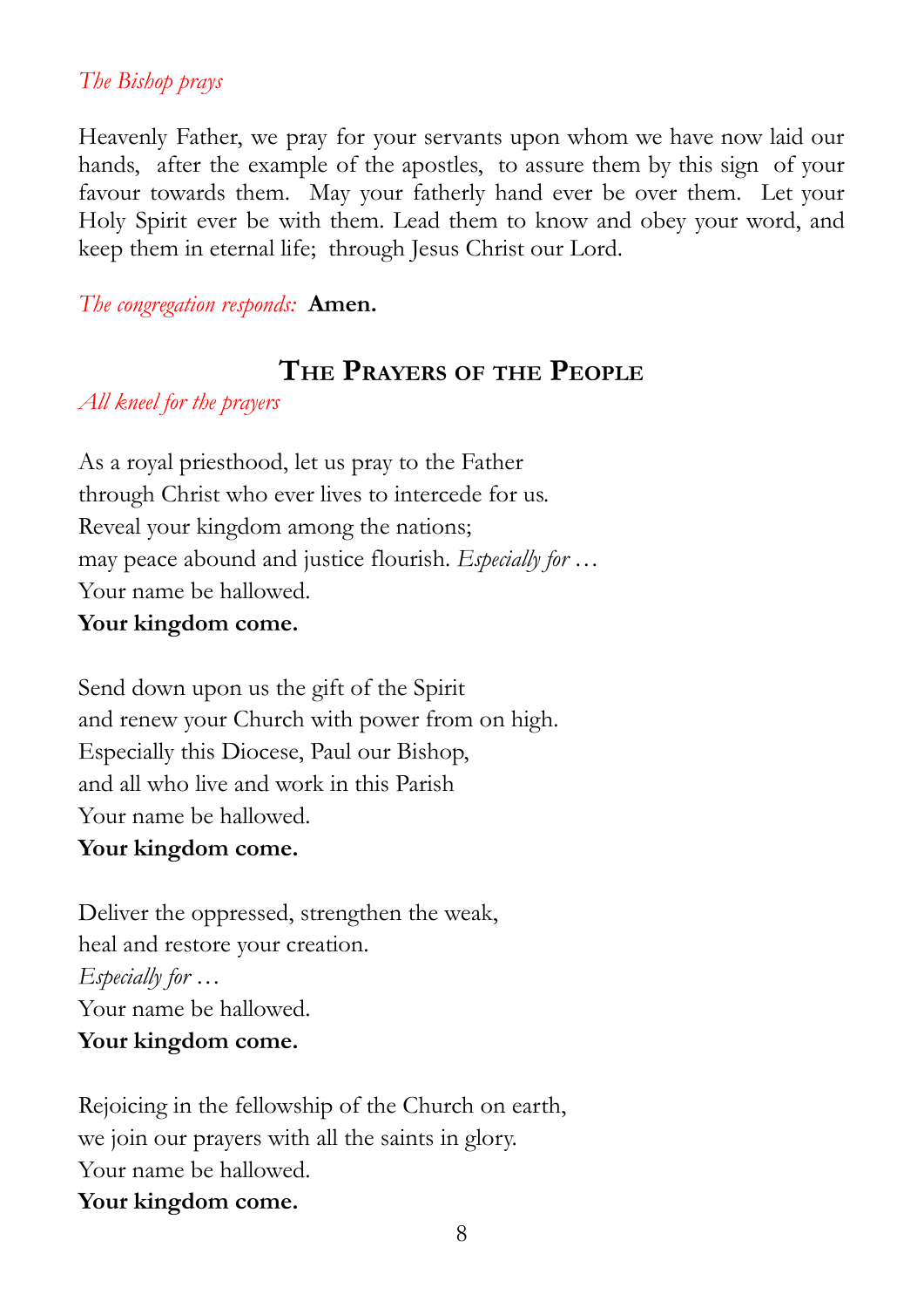*The Bishop prays*

Heavenly Father, we pray for your servants upon whom we have now laid our hands, after the example of the apostles, to assure them by this sign of your favour towards them. May your fatherly hand ever be over them. Let your Holy Spirit ever be with them. Lead them to know and obey your word, and keep them in eternal life; through Jesus Christ our Lord.

*The congregation responds:* **Amen.**

## The Prayers of the People

*All kneel for the prayers*

As a royal priesthood, let us pray to the Father
through Christ who ever lives to intercede for us.
Reveal your kingdom among the nations;
may peace abound and justice flourish. *Especially for …*
Your name be hallowed.
**Your kingdom come.**

Send down upon us the gift of the Spirit
and renew your Church with power from on high.
Especially this Diocese, Paul our Bishop,
and all who live and work in this Parish
Your name be hallowed.
**Your kingdom come.**

Deliver the oppressed, strengthen the weak,
heal and restore your creation.
*Especially for …*
Your name be hallowed.
**Your kingdom come.**

Rejoicing in the fellowship of the Church on earth,
we join our prayers with all the saints in glory.
Your name be hallowed.
**Your kingdom come.**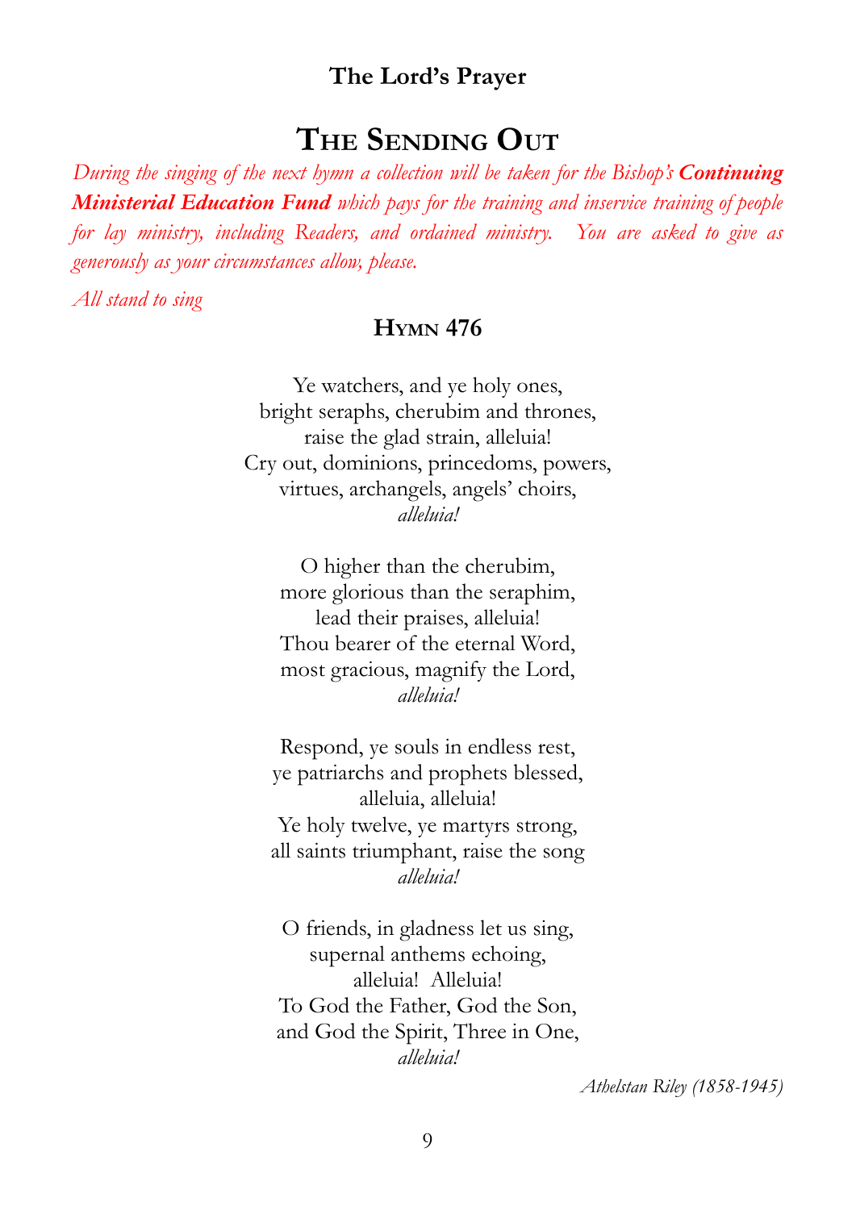**The Lord's Prayer**

# The Sending Out

*During the singing of the next hymn a collection will be taken for the Bishop's* ***Continuing Ministerial Education Fund*** *which pays for the training and inservice training of people for lay ministry, including Readers, and ordained ministry. You are asked to give as generously as your circumstances allow, please.*

*All stand to sing*

## Hymn 476

Ye watchers, and ye holy ones,
bright seraphs, cherubim and thrones,
raise the glad strain, alleluia!
Cry out, dominions, princedoms, powers,
virtues, archangels, angels' choirs,
*alleluia!*

O higher than the cherubim,
more glorious than the seraphim,
lead their praises, alleluia!
Thou bearer of the eternal Word,
most gracious, magnify the Lord,
*alleluia!*

Respond, ye souls in endless rest,
ye patriarchs and prophets blessed,
alleluia, alleluia!
Ye holy twelve, ye martyrs strong,
all saints triumphant, raise the song
*alleluia!*

O friends, in gladness let us sing,
supernal anthems echoing,
alleluia! Alleluia!
To God the Father, God the Son,
and God the Spirit, Three in One,
*alleluia!*

*Athelstan Riley (1858-1945)*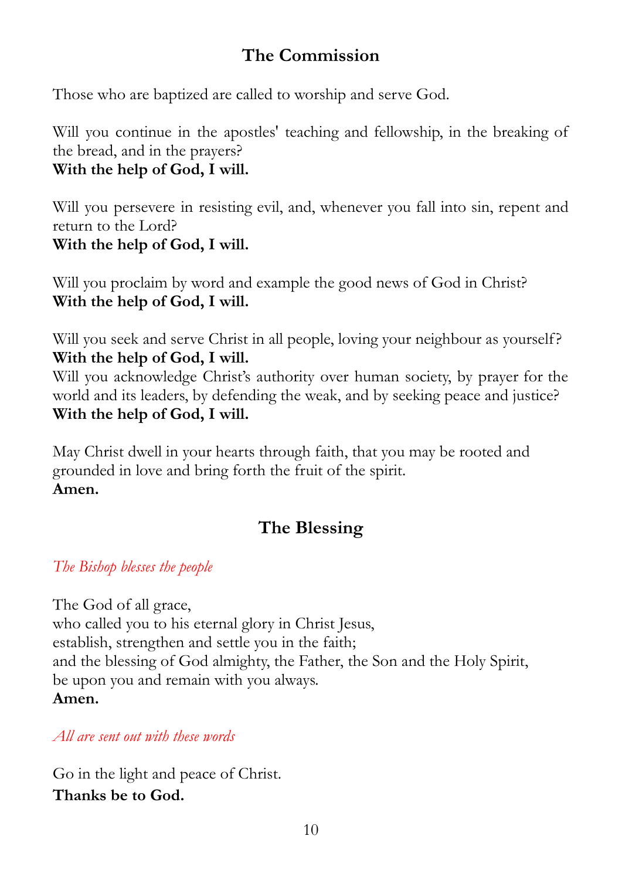## The Commission

Those who are baptized are called to worship and serve God.

Will you continue in the apostles' teaching and fellowship, in the breaking of the bread, and in the prayers?
**With the help of God, I will.**

Will you persevere in resisting evil, and, whenever you fall into sin, repent and return to the Lord?
**With the help of God, I will.**

Will you proclaim by word and example the good news of God in Christ?
**With the help of God, I will.**

Will you seek and serve Christ in all people, loving your neighbour as yourself?
**With the help of God, I will.**
Will you acknowledge Christ's authority over human society, by prayer for the world and its leaders, by defending the weak, and by seeking peace and justice?
**With the help of God, I will.**

May Christ dwell in your hearts through faith, that you may be rooted and grounded in love and bring forth the fruit of the spirit.
**Amen.**

## The Blessing

*The Bishop blesses the people*

The God of all grace,
who called you to his eternal glory in Christ Jesus,
establish, strengthen and settle you in the faith;
and the blessing of God almighty, the Father, the Son and the Holy Spirit,
be upon you and remain with you always.
**Amen.**

*All are sent out with these words*

Go in the light and peace of Christ.
**Thanks be to God.**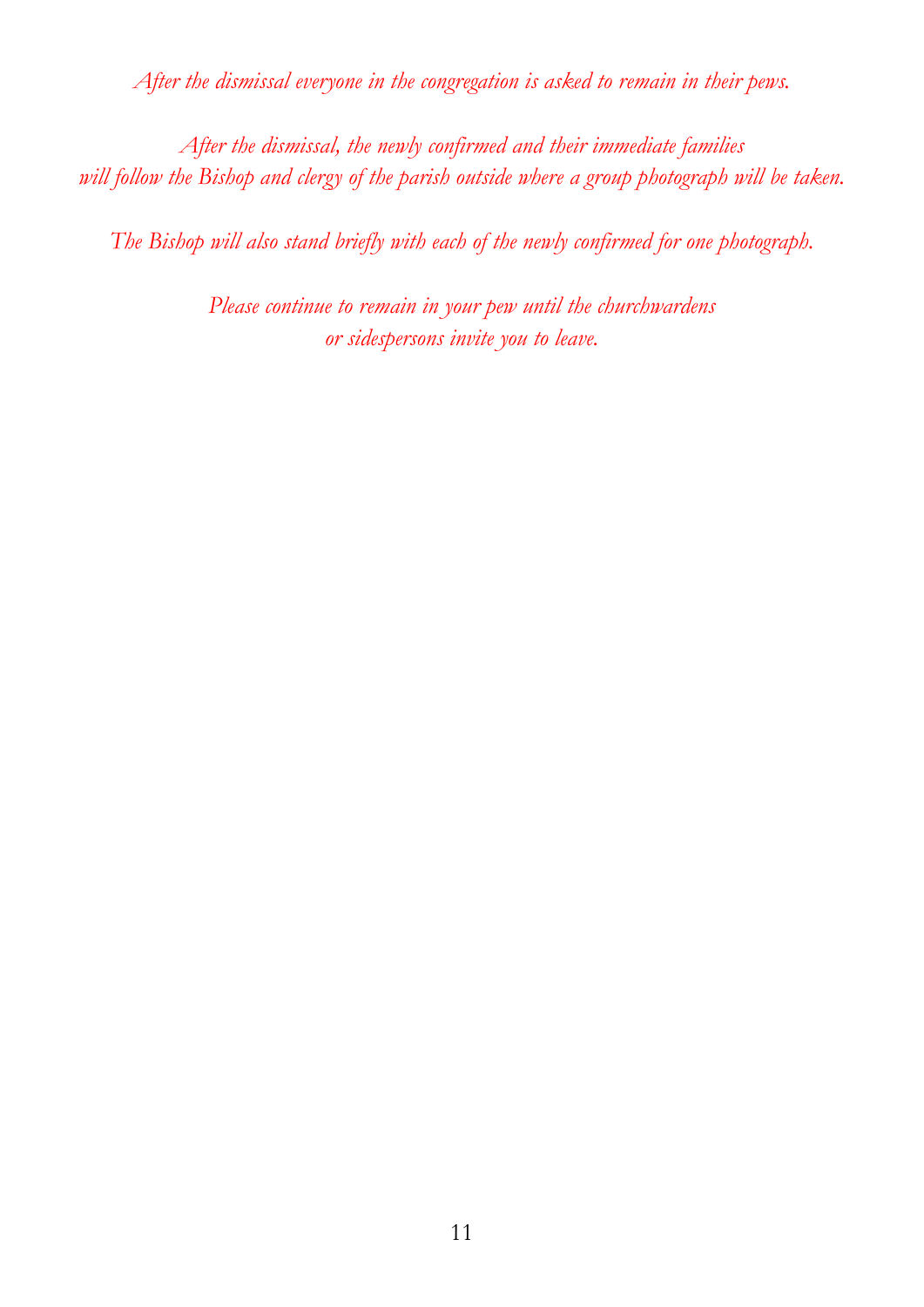*After the dismissal everyone in the congregation is asked to remain in their pews.*

*After the dismissal, the newly confirmed and their immediate families will follow the Bishop and clergy of the parish outside where a group photograph will be taken.*

*The Bishop will also stand briefly with each of the newly confirmed for one photograph.*

*Please continue to remain in your pew until the churchwardens or sidespersons invite you to leave.*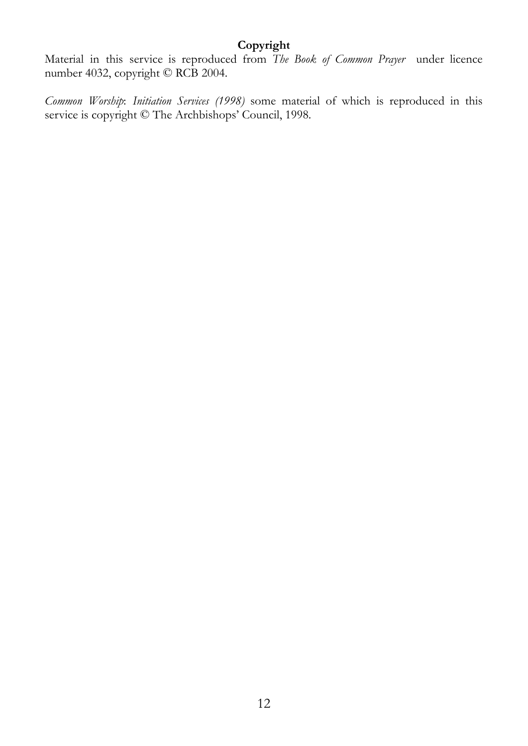**Copyright**

Material in this service is reproduced from *The Book of Common Prayer* under licence number 4032, copyright © RCB 2004.

*Common Worship*: *Initiation Services (1998)* some material of which is reproduced in this service is copyright © The Archbishops' Council, 1998.